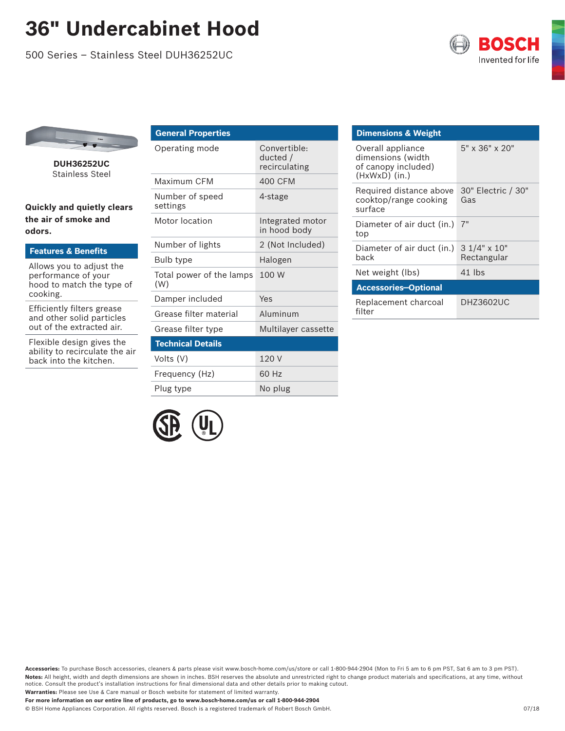# 36" Undercabinet Hood

500 Series – Stainless Steel DUH36252UC

**DUH36252UC**
Stainless Steel

**Quickly and quietly clears the air of smoke and odors.**

## Features & Benefits

- Allows you to adjust the performance of your hood to match the type of cooking.
- Efficiently filters grease and other solid particles out of the extracted air.
- Flexible design gives the ability to recirculate the air back into the kitchen.

| General Properties | |
|---|---|
| Operating mode | Convertible: ducted / recirculating |
| Maximum CFM | 400 CFM |
| Number of speed settings | 4-stage |
| Motor location | Integrated motor in hood body |
| Number of lights | 2 (Not Included) |
| Bulb type | Halogen |
| Total power of the lamps (W) | 100 W |
| Damper included | Yes |
| Grease filter material | Aluminum |
| Grease filter type | Multilayer cassette |
| **Technical Details** | |
| Volts (V) | 120 V |
| Frequency (Hz) | 60 Hz |
| Plug type | No plug |

| Dimensions & Weight | |
|---|---|
| Overall appliance dimensions (width of canopy included) (HxWxD) (in.) | 5" x 36" x 20" |
| Required distance above cooktop/range cooking surface | 30" Electric / 30" Gas |
| Diameter of air duct (in.) top | 7" |
| Diameter of air duct (in.) back | 3 1/4" x 10" Rectangular |
| Net weight (lbs) | 41 lbs |
| **Accessories–Optional** | |
| Replacement charcoal filter | DHZ3602UC |

**Accessories:** To purchase Bosch accessories, cleaners & parts please visit www.bosch-home.com/us/store or call 1-800-944-2904 (Mon to Fri 5 am to 6 pm PST, Sat 6 am to 3 pm PST).
**Notes:** All height, width and depth dimensions are shown in inches. BSH reserves the absolute and unrestricted right to change product materials and specifications, at any time, without notice. Consult the product's installation instructions for final dimensional data and other details prior to making cutout.
**Warranties:** Please see Use & Care manual or Bosch website for statement of limited warranty.
**For more information on our entire line of products, go to www.bosch-home.com/us or call 1-800-944-2904**
© BSH Home Appliances Corporation. All rights reserved. Bosch is a registered trademark of Robert Bosch GmbH.

07/18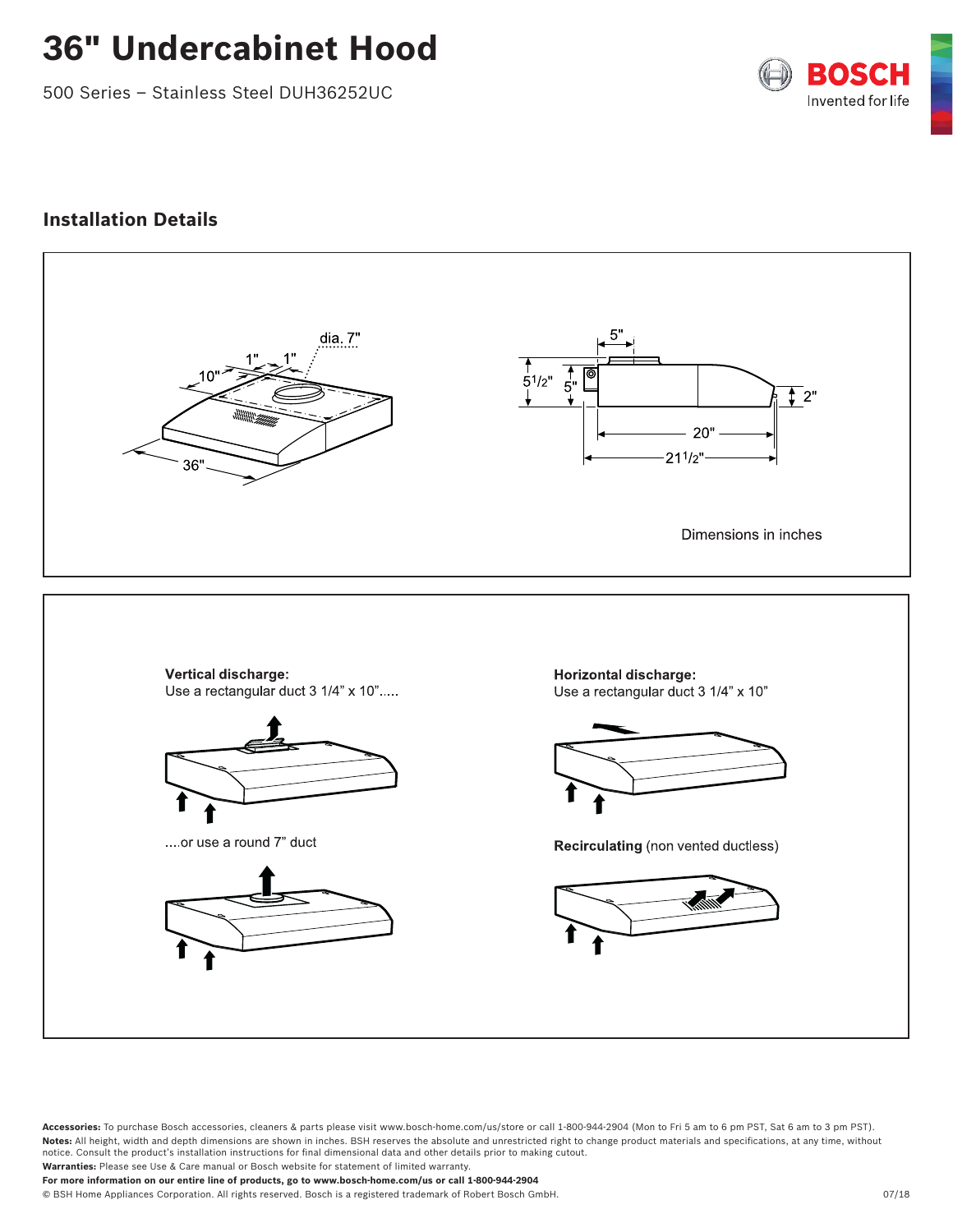# 36" Undercabinet Hood

500 Series – Stainless Steel DUH36252UC

## Installation Details

dia. 7"

1"

1"

10"

36"

5"

5 1/2"

5"

2"

20"

21 1/2"

Dimensions in inches

**Vertical discharge:**
Use a rectangular duct 3 1/4" x 10".....

....or use a round 7" duct

**Horizontal discharge:**
Use a rectangular duct 3 1/4" x 10"

**Recirculating** (non vented ductless)

**Accessories:** To purchase Bosch accessories, cleaners & parts please visit www.bosch-home.com/us/store or call 1-800-944-2904 (Mon to Fri 5 am to 6 pm PST, Sat 6 am to 3 pm PST).

**Notes:** All height, width and depth dimensions are shown in inches. BSH reserves the absolute and unrestricted right to change product materials and specifications, at any time, without notice. Consult the product's installation instructions for final dimensional data and other details prior to making cutout.

**Warranties:** Please see Use & Care manual or Bosch website for statement of limited warranty.

**For more information on our entire line of products, go to www.bosch-home.com/us or call 1-800-944-2904**

© BSH Home Appliances Corporation. All rights reserved. Bosch is a registered trademark of Robert Bosch GmbH.

07/18